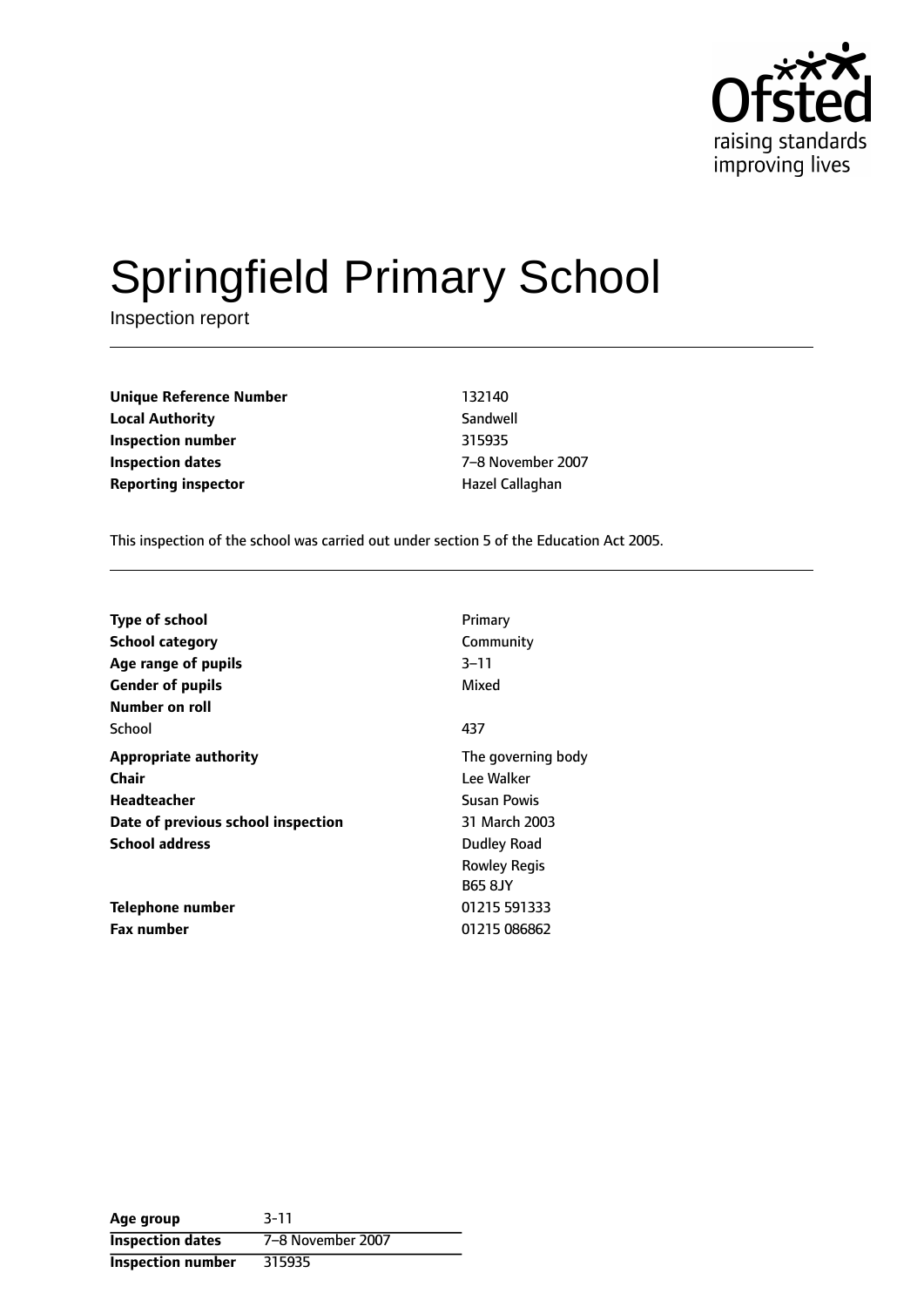# Springfield Primary School

Inspection report

| | |
|---|---|
| **Unique Reference Number** | 132140 |
| **Local Authority** | Sandwell |
| **Inspection number** | 315935 |
| **Inspection dates** | 7–8 November 2007 |
| **Reporting inspector** | Hazel Callaghan |

This inspection of the school was carried out under section 5 of the Education Act 2005.

| | |
|---|---|
| **Type of school** | Primary |
| **School category** | Community |
| **Age range of pupils** | 3–11 |
| **Gender of pupils** | Mixed |
| **Number on roll** | |
| School | 437 |
| **Appropriate authority** | The governing body |
| **Chair** | Lee Walker |
| **Headteacher** | Susan Powis |
| **Date of previous school inspection** | 31 March 2003 |
| **School address** | Dudley Road<br>Rowley Regis<br>B65 8JY |
| **Telephone number** | 01215 591333 |
| **Fax number** | 01215 086862 |

| | |
|---|---|
| **Age group** | 3-11 |
| **Inspection dates** | 7–8 November 2007 |
| **Inspection number** | 315935 |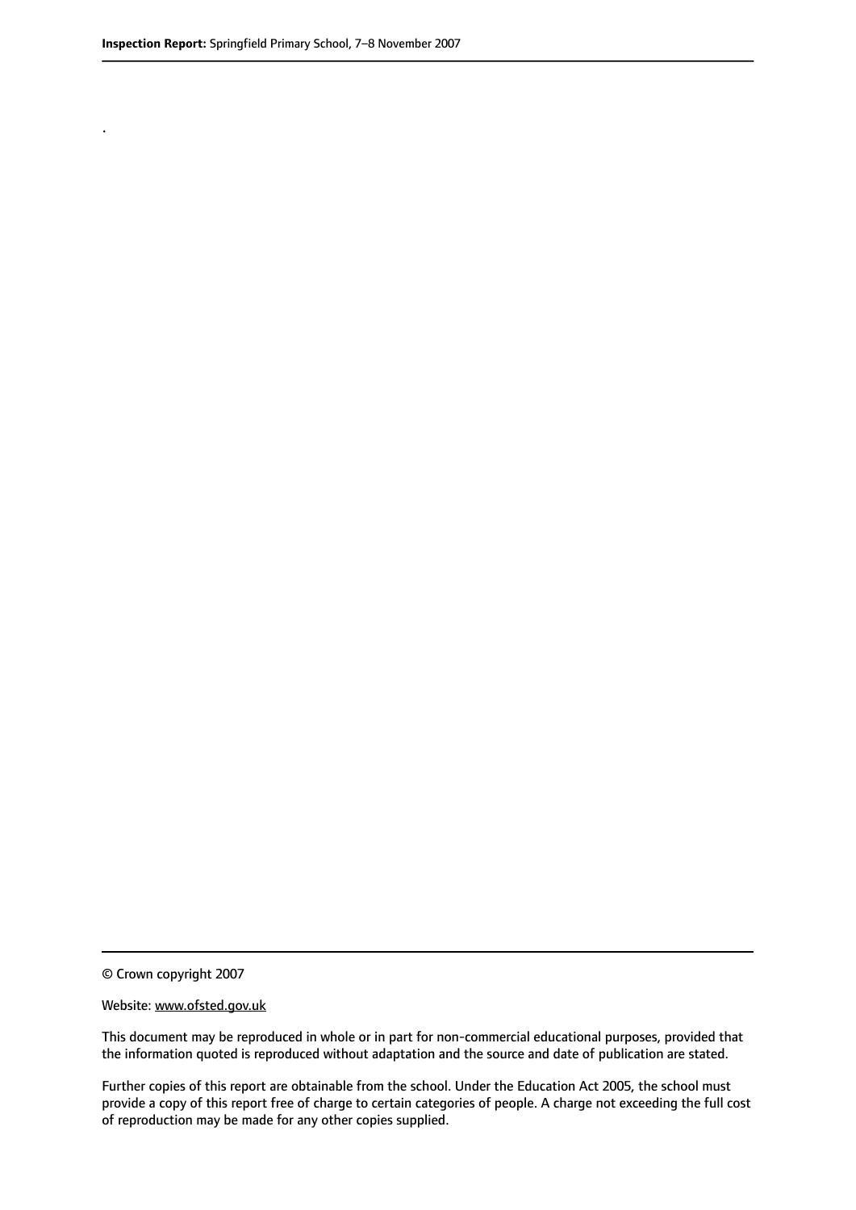.

© Crown copyright 2007

Website: www.ofsted.gov.uk

This document may be reproduced in whole or in part for non-commercial educational purposes, provided that the information quoted is reproduced without adaptation and the source and date of publication are stated.

Further copies of this report are obtainable from the school. Under the Education Act 2005, the school must provide a copy of this report free of charge to certain categories of people. A charge not exceeding the full cost of reproduction may be made for any other copies supplied.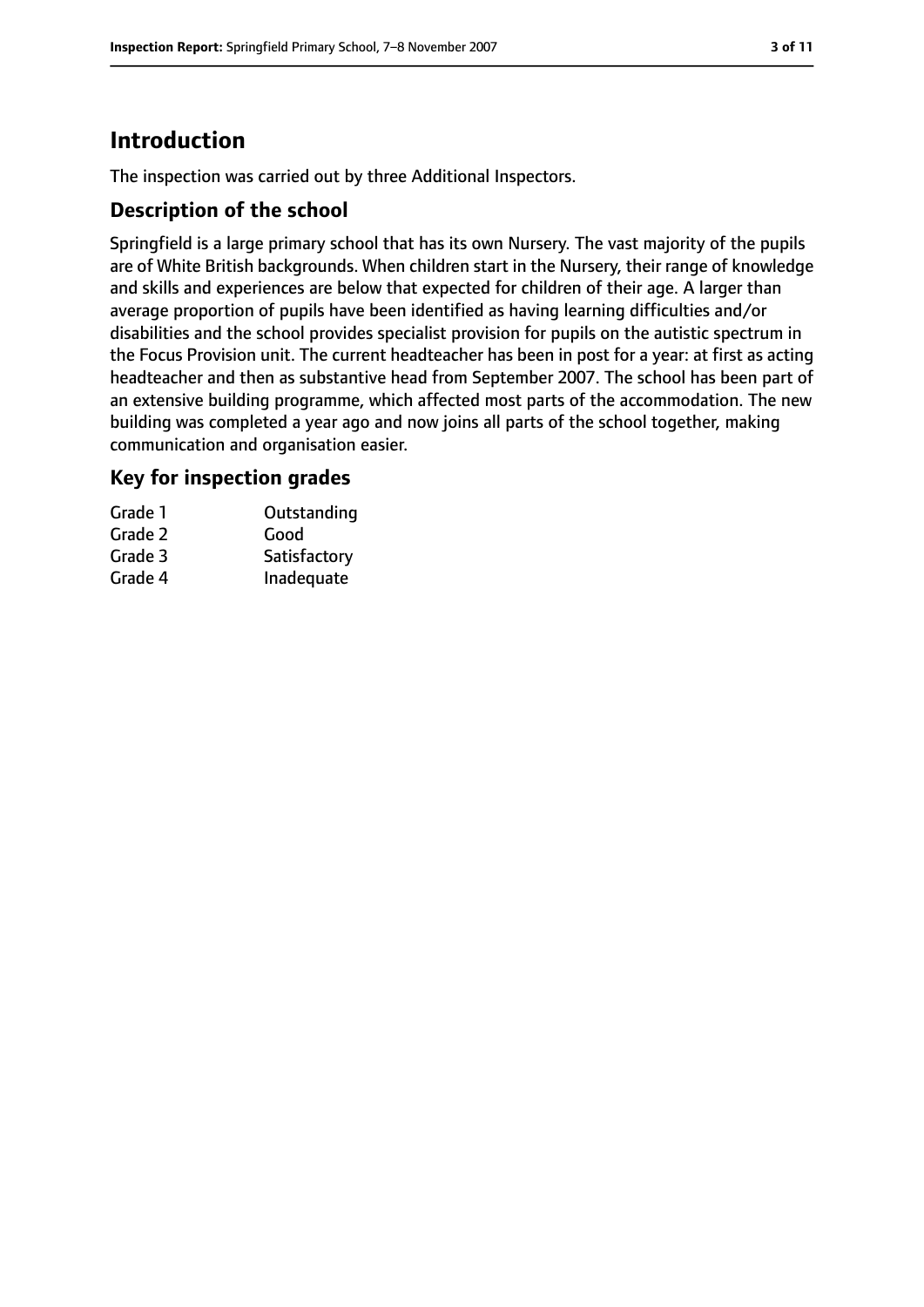## Introduction

The inspection was carried out by three Additional Inspectors.

### Description of the school

Springfield is a large primary school that has its own Nursery. The vast majority of the pupils are of White British backgrounds. When children start in the Nursery, their range of knowledge and skills and experiences are below that expected for children of their age. A larger than average proportion of pupils have been identified as having learning difficulties and/or disabilities and the school provides specialist provision for pupils on the autistic spectrum in the Focus Provision unit. The current headteacher has been in post for a year: at first as acting headteacher and then as substantive head from September 2007. The school has been part of an extensive building programme, which affected most parts of the accommodation. The new building was completed a year ago and now joins all parts of the school together, making communication and organisation easier.

### Key for inspection grades

| | |
|---|---|
| Grade 1 | Outstanding |
| Grade 2 | Good |
| Grade 3 | Satisfactory |
| Grade 4 | Inadequate |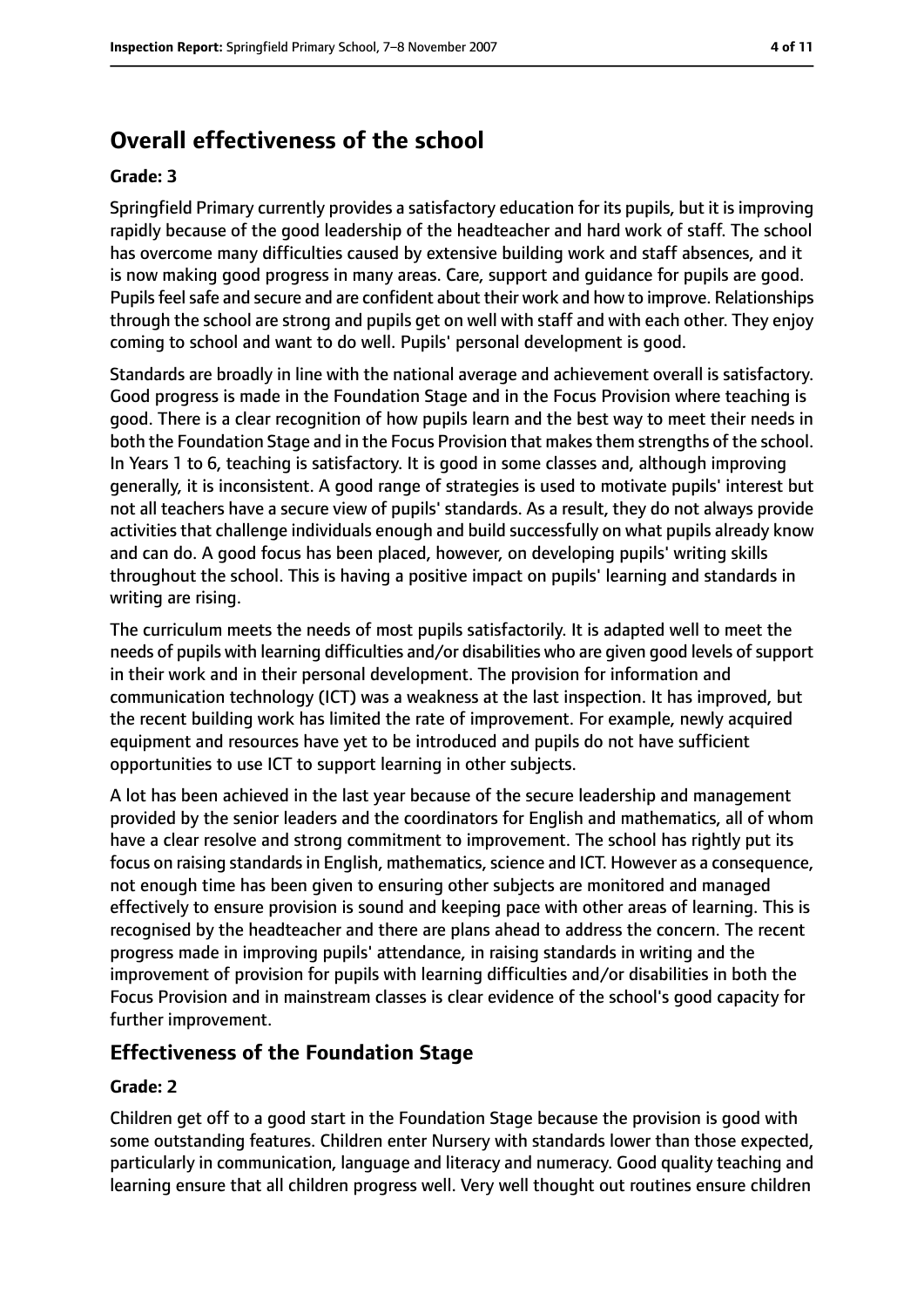## Overall effectiveness of the school

### Grade: 3

Springfield Primary currently provides a satisfactory education for its pupils, but it is improving rapidly because of the good leadership of the headteacher and hard work of staff. The school has overcome many difficulties caused by extensive building work and staff absences, and it is now making good progress in many areas. Care, support and guidance for pupils are good. Pupils feel safe and secure and are confident about their work and how to improve. Relationships through the school are strong and pupils get on well with staff and with each other. They enjoy coming to school and want to do well. Pupils' personal development is good.

Standards are broadly in line with the national average and achievement overall is satisfactory. Good progress is made in the Foundation Stage and in the Focus Provision where teaching is good. There is a clear recognition of how pupils learn and the best way to meet their needs in both the Foundation Stage and in the Focus Provision that makes them strengths of the school. In Years 1 to 6, teaching is satisfactory. It is good in some classes and, although improving generally, it is inconsistent. A good range of strategies is used to motivate pupils' interest but not all teachers have a secure view of pupils' standards. As a result, they do not always provide activities that challenge individuals enough and build successfully on what pupils already know and can do. A good focus has been placed, however, on developing pupils' writing skills throughout the school. This is having a positive impact on pupils' learning and standards in writing are rising.

The curriculum meets the needs of most pupils satisfactorily. It is adapted well to meet the needs of pupils with learning difficulties and/or disabilities who are given good levels of support in their work and in their personal development. The provision for information and communication technology (ICT) was a weakness at the last inspection. It has improved, but the recent building work has limited the rate of improvement. For example, newly acquired equipment and resources have yet to be introduced and pupils do not have sufficient opportunities to use ICT to support learning in other subjects.

A lot has been achieved in the last year because of the secure leadership and management provided by the senior leaders and the coordinators for English and mathematics, all of whom have a clear resolve and strong commitment to improvement. The school has rightly put its focus on raising standards in English, mathematics, science and ICT. However as a consequence, not enough time has been given to ensuring other subjects are monitored and managed effectively to ensure provision is sound and keeping pace with other areas of learning. This is recognised by the headteacher and there are plans ahead to address the concern. The recent progress made in improving pupils' attendance, in raising standards in writing and the improvement of provision for pupils with learning difficulties and/or disabilities in both the Focus Provision and in mainstream classes is clear evidence of the school's good capacity for further improvement.

## Effectiveness of the Foundation Stage

### Grade: 2

Children get off to a good start in the Foundation Stage because the provision is good with some outstanding features. Children enter Nursery with standards lower than those expected, particularly in communication, language and literacy and numeracy. Good quality teaching and learning ensure that all children progress well. Very well thought out routines ensure children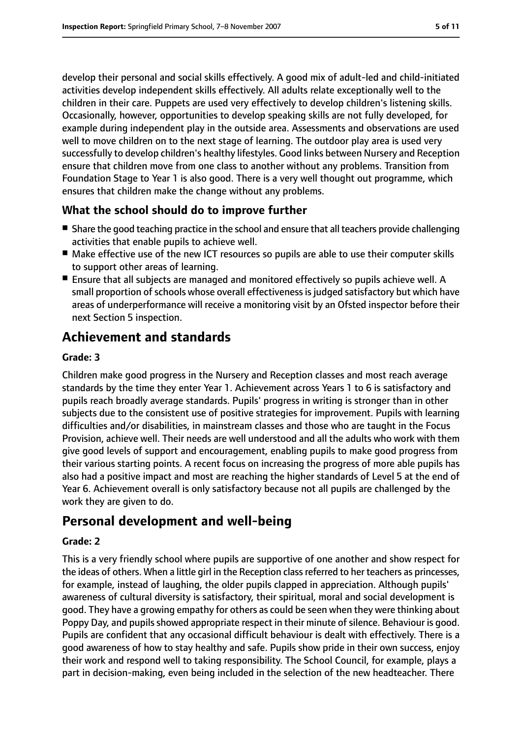develop their personal and social skills effectively. A good mix of adult-led and child-initiated activities develop independent skills effectively. All adults relate exceptionally well to the children in their care. Puppets are used very effectively to develop children's listening skills. Occasionally, however, opportunities to develop speaking skills are not fully developed, for example during independent play in the outside area. Assessments and observations are used well to move children on to the next stage of learning. The outdoor play area is used very successfully to develop children's healthy lifestyles. Good links between Nursery and Reception ensure that children move from one class to another without any problems. Transition from Foundation Stage to Year 1 is also good. There is a very well thought out programme, which ensures that children make the change without any problems.

### What the school should do to improve further

- Share the good teaching practice in the school and ensure that all teachers provide challenging activities that enable pupils to achieve well.
- Make effective use of the new ICT resources so pupils are able to use their computer skills to support other areas of learning.
- Ensure that all subjects are managed and monitored effectively so pupils achieve well. A small proportion of schools whose overall effectiveness is judged satisfactory but which have areas of underperformance will receive a monitoring visit by an Ofsted inspector before their next Section 5 inspection.

## Achievement and standards

#### Grade: 3

Children make good progress in the Nursery and Reception classes and most reach average standards by the time they enter Year 1. Achievement across Years 1 to 6 is satisfactory and pupils reach broadly average standards. Pupils' progress in writing is stronger than in other subjects due to the consistent use of positive strategies for improvement. Pupils with learning difficulties and/or disabilities, in mainstream classes and those who are taught in the Focus Provision, achieve well. Their needs are well understood and all the adults who work with them give good levels of support and encouragement, enabling pupils to make good progress from their various starting points. A recent focus on increasing the progress of more able pupils has also had a positive impact and most are reaching the higher standards of Level 5 at the end of Year 6. Achievement overall is only satisfactory because not all pupils are challenged by the work they are given to do.

## Personal development and well-being

#### Grade: 2

This is a very friendly school where pupils are supportive of one another and show respect for the ideas of others. When a little girl in the Reception class referred to her teachers as princesses, for example, instead of laughing, the older pupils clapped in appreciation. Although pupils' awareness of cultural diversity is satisfactory, their spiritual, moral and social development is good. They have a growing empathy for others as could be seen when they were thinking about Poppy Day, and pupils showed appropriate respect in their minute of silence. Behaviour is good. Pupils are confident that any occasional difficult behaviour is dealt with effectively. There is a good awareness of how to stay healthy and safe. Pupils show pride in their own success, enjoy their work and respond well to taking responsibility. The School Council, for example, plays a part in decision-making, even being included in the selection of the new headteacher. There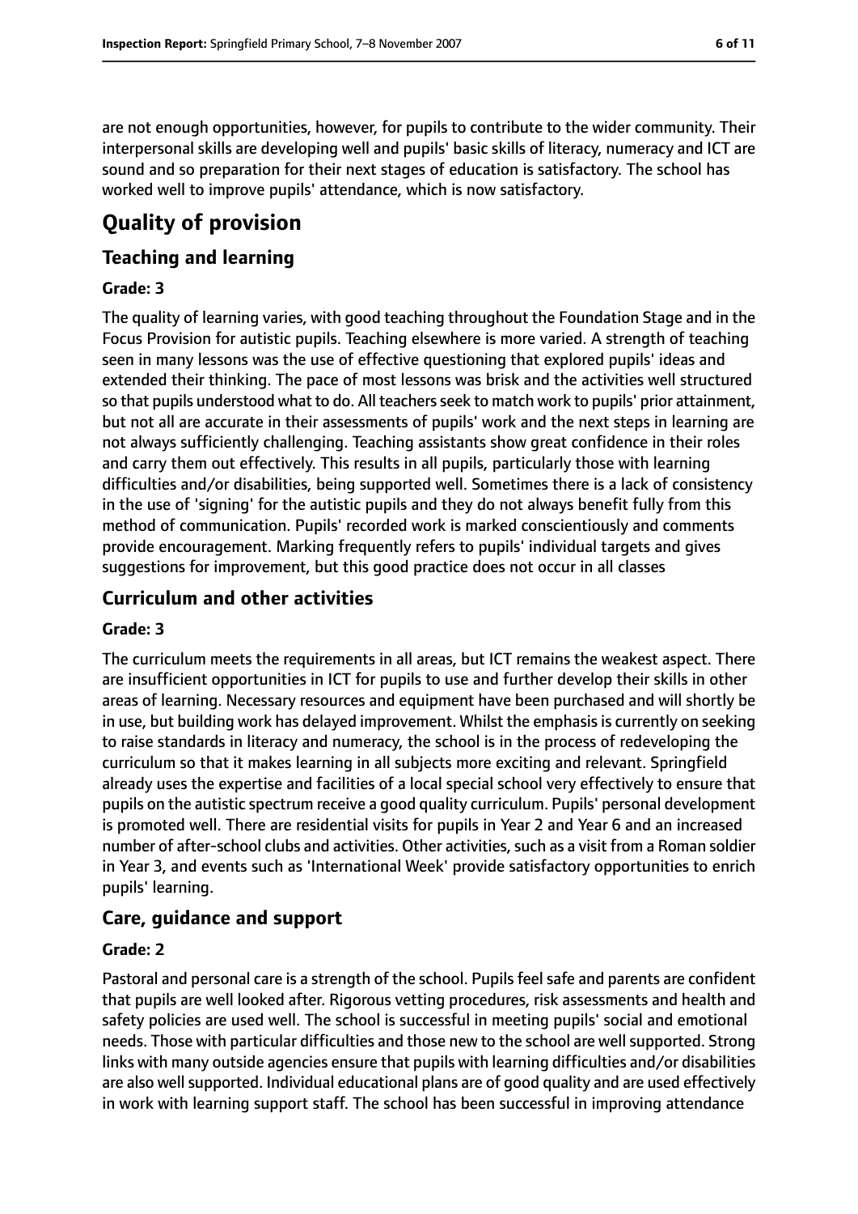are not enough opportunities, however, for pupils to contribute to the wider community. Their interpersonal skills are developing well and pupils' basic skills of literacy, numeracy and ICT are sound and so preparation for their next stages of education is satisfactory. The school has worked well to improve pupils' attendance, which is now satisfactory.

# Quality of provision

## Teaching and learning

### Grade: 3

The quality of learning varies, with good teaching throughout the Foundation Stage and in the Focus Provision for autistic pupils. Teaching elsewhere is more varied. A strength of teaching seen in many lessons was the use of effective questioning that explored pupils' ideas and extended their thinking. The pace of most lessons was brisk and the activities well structured so that pupils understood what to do. All teachers seek to match work to pupils' prior attainment, but not all are accurate in their assessments of pupils' work and the next steps in learning are not always sufficiently challenging. Teaching assistants show great confidence in their roles and carry them out effectively. This results in all pupils, particularly those with learning difficulties and/or disabilities, being supported well. Sometimes there is a lack of consistency in the use of 'signing' for the autistic pupils and they do not always benefit fully from this method of communication. Pupils' recorded work is marked conscientiously and comments provide encouragement. Marking frequently refers to pupils' individual targets and gives suggestions for improvement, but this good practice does not occur in all classes

## Curriculum and other activities

### Grade: 3

The curriculum meets the requirements in all areas, but ICT remains the weakest aspect. There are insufficient opportunities in ICT for pupils to use and further develop their skills in other areas of learning. Necessary resources and equipment have been purchased and will shortly be in use, but building work has delayed improvement. Whilst the emphasis is currently on seeking to raise standards in literacy and numeracy, the school is in the process of redeveloping the curriculum so that it makes learning in all subjects more exciting and relevant. Springfield already uses the expertise and facilities of a local special school very effectively to ensure that pupils on the autistic spectrum receive a good quality curriculum. Pupils' personal development is promoted well. There are residential visits for pupils in Year 2 and Year 6 and an increased number of after-school clubs and activities. Other activities, such as a visit from a Roman soldier in Year 3, and events such as 'International Week' provide satisfactory opportunities to enrich pupils' learning.

## Care, guidance and support

### Grade: 2

Pastoral and personal care is a strength of the school. Pupils feel safe and parents are confident that pupils are well looked after. Rigorous vetting procedures, risk assessments and health and safety policies are used well. The school is successful in meeting pupils' social and emotional needs. Those with particular difficulties and those new to the school are well supported. Strong links with many outside agencies ensure that pupils with learning difficulties and/or disabilities are also well supported. Individual educational plans are of good quality and are used effectively in work with learning support staff. The school has been successful in improving attendance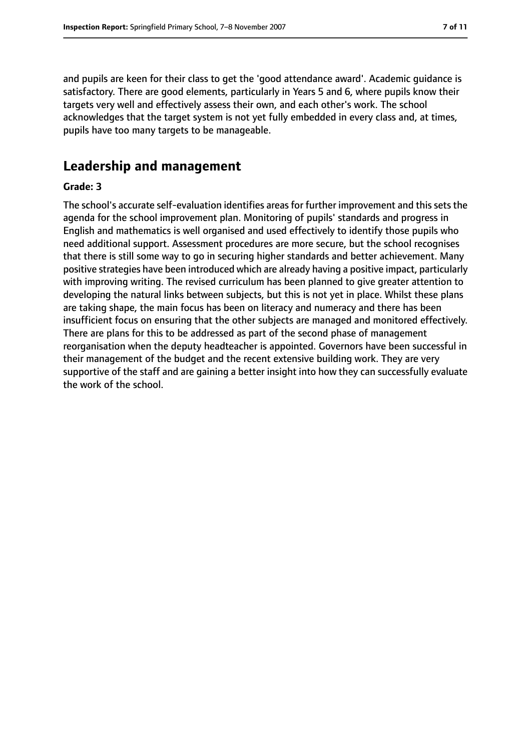and pupils are keen for their class to get the 'good attendance award'. Academic guidance is satisfactory. There are good elements, particularly in Years 5 and 6, where pupils know their targets very well and effectively assess their own, and each other's work. The school acknowledges that the target system is not yet fully embedded in every class and, at times, pupils have too many targets to be manageable.

## Leadership and management

**Grade: 3**

The school's accurate self-evaluation identifies areas for further improvement and this sets the agenda for the school improvement plan. Monitoring of pupils' standards and progress in English and mathematics is well organised and used effectively to identify those pupils who need additional support. Assessment procedures are more secure, but the school recognises that there is still some way to go in securing higher standards and better achievement. Many positive strategies have been introduced which are already having a positive impact, particularly with improving writing. The revised curriculum has been planned to give greater attention to developing the natural links between subjects, but this is not yet in place. Whilst these plans are taking shape, the main focus has been on literacy and numeracy and there has been insufficient focus on ensuring that the other subjects are managed and monitored effectively. There are plans for this to be addressed as part of the second phase of management reorganisation when the deputy headteacher is appointed. Governors have been successful in their management of the budget and the recent extensive building work. They are very supportive of the staff and are gaining a better insight into how they can successfully evaluate the work of the school.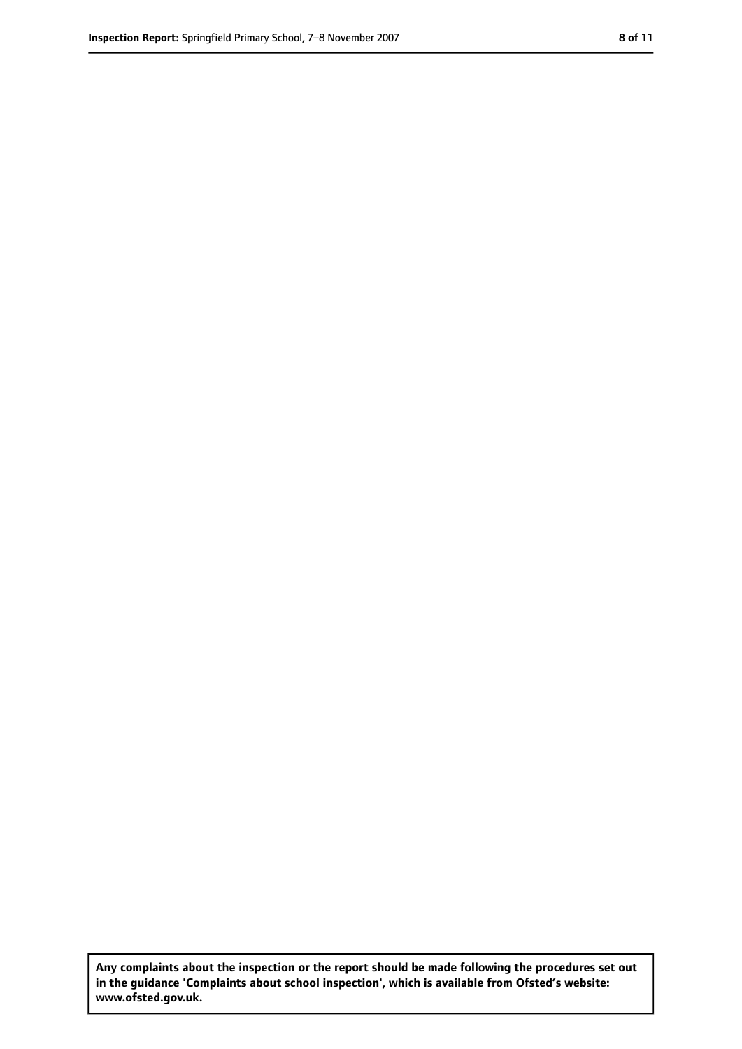**Any complaints about the inspection or the report should be made following the procedures set out in the guidance 'Complaints about school inspection', which is available from Ofsted's website: www.ofsted.gov.uk.**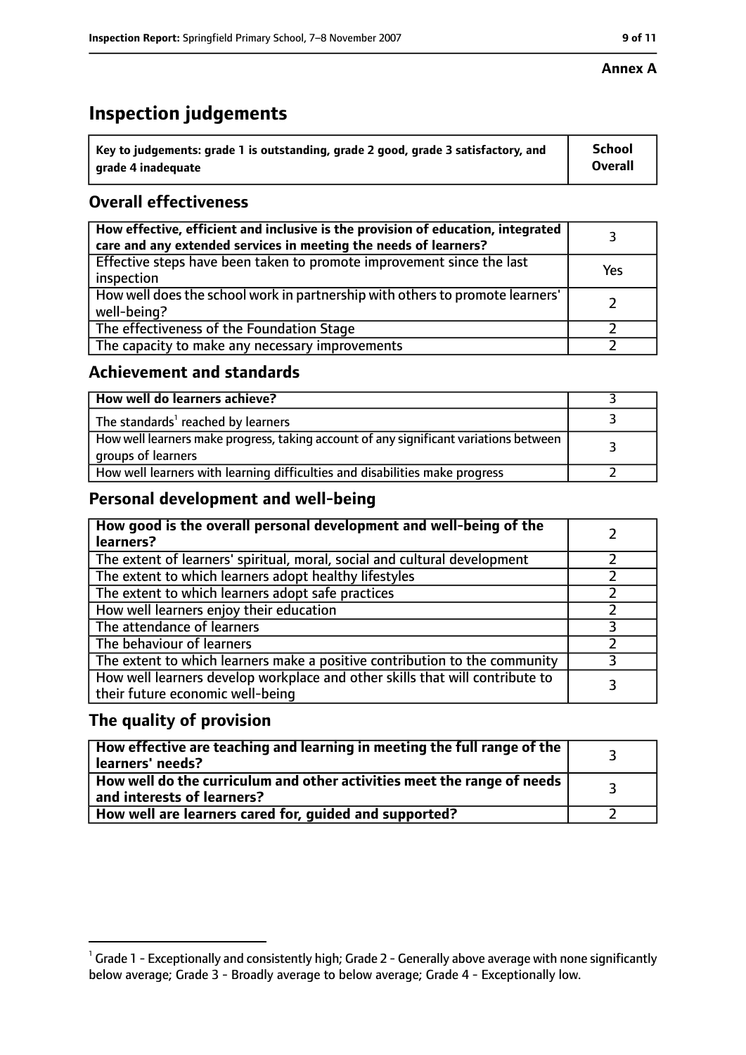Annex A

# Inspection judgements

| Key to judgements: grade 1 is outstanding, grade 2 good, grade 3 satisfactory, and grade 4 inadequate | School Overall |
|---|---|

## Overall effectiveness

| | |
|---|---|
| How effective, efficient and inclusive is the provision of education, integrated care and any extended services in meeting the needs of learners? | 3 |
| Effective steps have been taken to promote improvement since the last inspection | Yes |
| How well does the school work in partnership with others to promote learners' well-being? | 2 |
| The effectiveness of the Foundation Stage | 2 |
| The capacity to make any necessary improvements | 2 |

## Achievement and standards

| | |
|---|---|
| How well do learners achieve? | 3 |
| The standards[1] reached by learners | 3 |
| How well learners make progress, taking account of any significant variations between groups of learners | 3 |
| How well learners with learning difficulties and disabilities make progress | 2 |

## Personal development and well-being

| | |
|---|---|
| How good is the overall personal development and well-being of the learners? | 2 |
| The extent of learners' spiritual, moral, social and cultural development | 2 |
| The extent to which learners adopt healthy lifestyles | 2 |
| The extent to which learners adopt safe practices | 2 |
| How well learners enjoy their education | 2 |
| The attendance of learners | 3 |
| The behaviour of learners | 2 |
| The extent to which learners make a positive contribution to the community | 3 |
| How well learners develop workplace and other skills that will contribute to their future economic well-being | 3 |

## The quality of provision

| | |
|---|---|
| How effective are teaching and learning in meeting the full range of the learners' needs? | 3 |
| How well do the curriculum and other activities meet the range of needs and interests of learners? | 3 |
| How well are learners cared for, guided and supported? | 2 |

[1] Grade 1 - Exceptionally and consistently high; Grade 2 - Generally above average with none significantly below average; Grade 3 - Broadly average to below average; Grade 4 - Exceptionally low.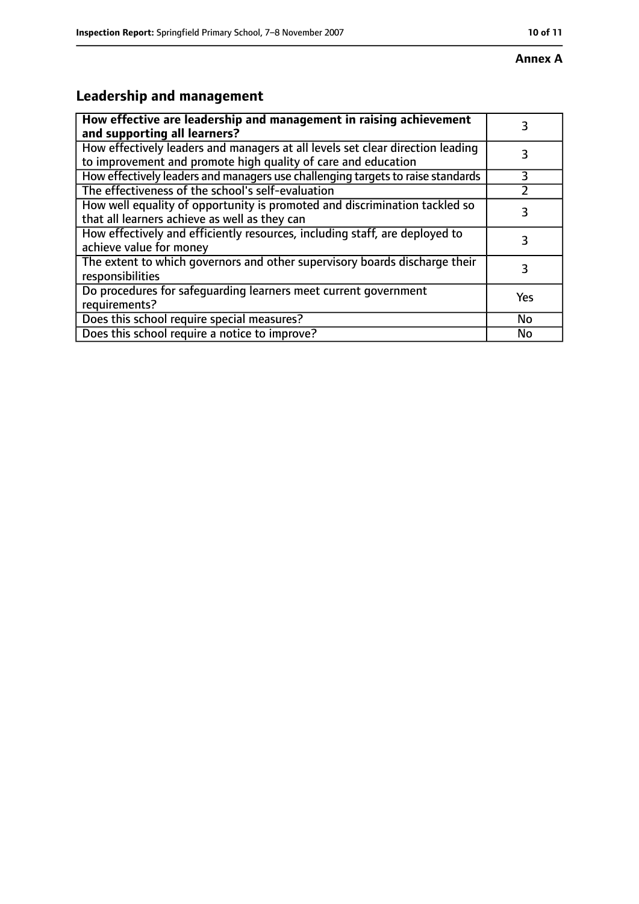**Annex A**

## Leadership and management

| How effective are leadership and management in raising achievement and supporting all learners? | 3 |
|---|---|
| How effectively leaders and managers at all levels set clear direction leading to improvement and promote high quality of care and education | 3 |
| How effectively leaders and managers use challenging targets to raise standards | 3 |
| The effectiveness of the school's self-evaluation | 2 |
| How well equality of opportunity is promoted and discrimination tackled so that all learners achieve as well as they can | 3 |
| How effectively and efficiently resources, including staff, are deployed to achieve value for money | 3 |
| The extent to which governors and other supervisory boards discharge their responsibilities | 3 |
| Do procedures for safeguarding learners meet current government requirements? | Yes |
| Does this school require special measures? | No |
| Does this school require a notice to improve? | No |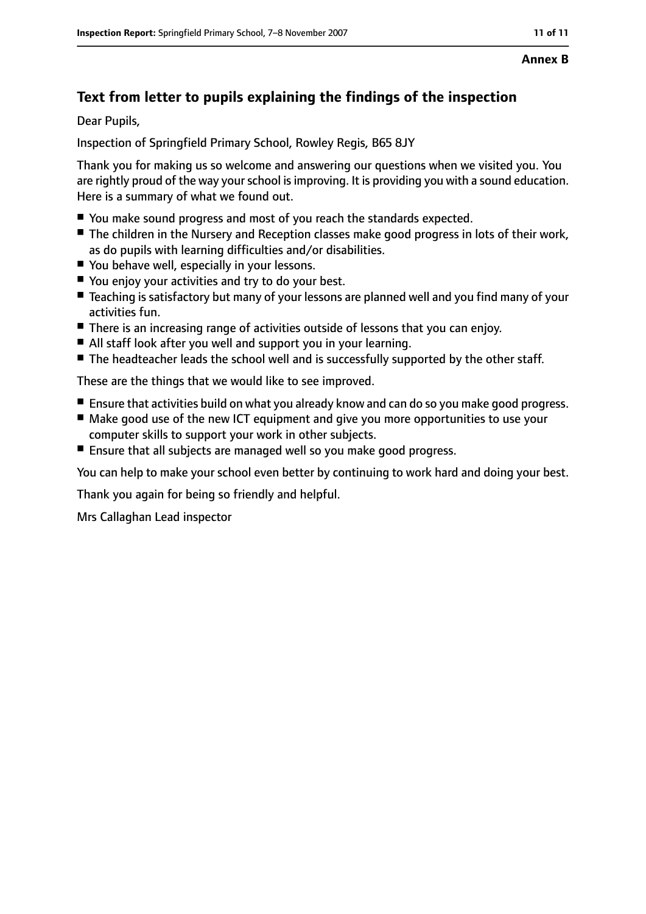**Annex B**

## Text from letter to pupils explaining the findings of the inspection

Dear Pupils,

Inspection of Springfield Primary School, Rowley Regis, B65 8JY

Thank you for making us so welcome and answering our questions when we visited you. You are rightly proud of the way your school is improving. It is providing you with a sound education. Here is a summary of what we found out.

- You make sound progress and most of you reach the standards expected.
- The children in the Nursery and Reception classes make good progress in lots of their work, as do pupils with learning difficulties and/or disabilities.
- You behave well, especially in your lessons.
- You enjoy your activities and try to do your best.
- Teaching is satisfactory but many of your lessons are planned well and you find many of your activities fun.
- There is an increasing range of activities outside of lessons that you can enjoy.
- All staff look after you well and support you in your learning.
- The headteacher leads the school well and is successfully supported by the other staff.

These are the things that we would like to see improved.

- Ensure that activities build on what you already know and can do so you make good progress.
- Make good use of the new ICT equipment and give you more opportunities to use your computer skills to support your work in other subjects.
- Ensure that all subjects are managed well so you make good progress.

You can help to make your school even better by continuing to work hard and doing your best.

Thank you again for being so friendly and helpful.

Mrs Callaghan Lead inspector